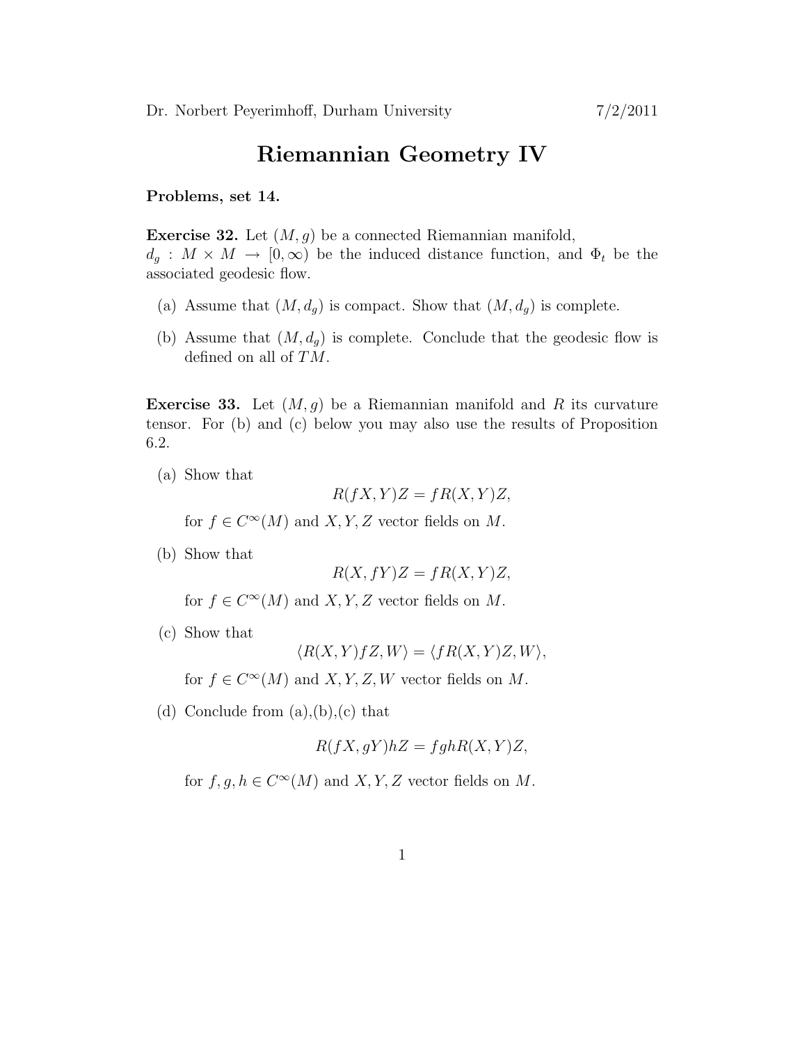Dr. Norbert Peyerimhoff, Durham University 7/2/2011

# Riemannian Geometry IV

**Problems, set 14.**

**Exercise 32.** Let $(M, g)$ be a connected Riemannian manifold, $d_g : M \times M \to [0, \infty)$ be the induced distance function, and $\Phi_t$ be the associated geodesic flow.

(a) Assume that $(M, d_g)$ is compact. Show that $(M, d_g)$ is complete.

(b) Assume that $(M, d_g)$ is complete. Conclude that the geodesic flow is defined on all of $TM$.

**Exercise 33.** Let $(M, g)$ be a Riemannian manifold and $R$ its curvature tensor. For (b) and (c) below you may also use the results of Proposition 6.2.

(a) Show that
$$R(fX, Y)Z = fR(X, Y)Z,$$
for $f \in C^\infty(M)$ and $X, Y, Z$ vector fields on $M$.

(b) Show that
$$R(X, fY)Z = fR(X, Y)Z,$$
for $f \in C^\infty(M)$ and $X, Y, Z$ vector fields on $M$.

(c) Show that
$$\langle R(X, Y)fZ, W\rangle = \langle fR(X, Y)Z, W\rangle,$$
for $f \in C^\infty(M)$ and $X, Y, Z, W$ vector fields on $M$.

(d) Conclude from (a),(b),(c) that
$$R(fX, gY)hZ = fghR(X, Y)Z,$$
for $f, g, h \in C^\infty(M)$ and $X, Y, Z$ vector fields on $M$.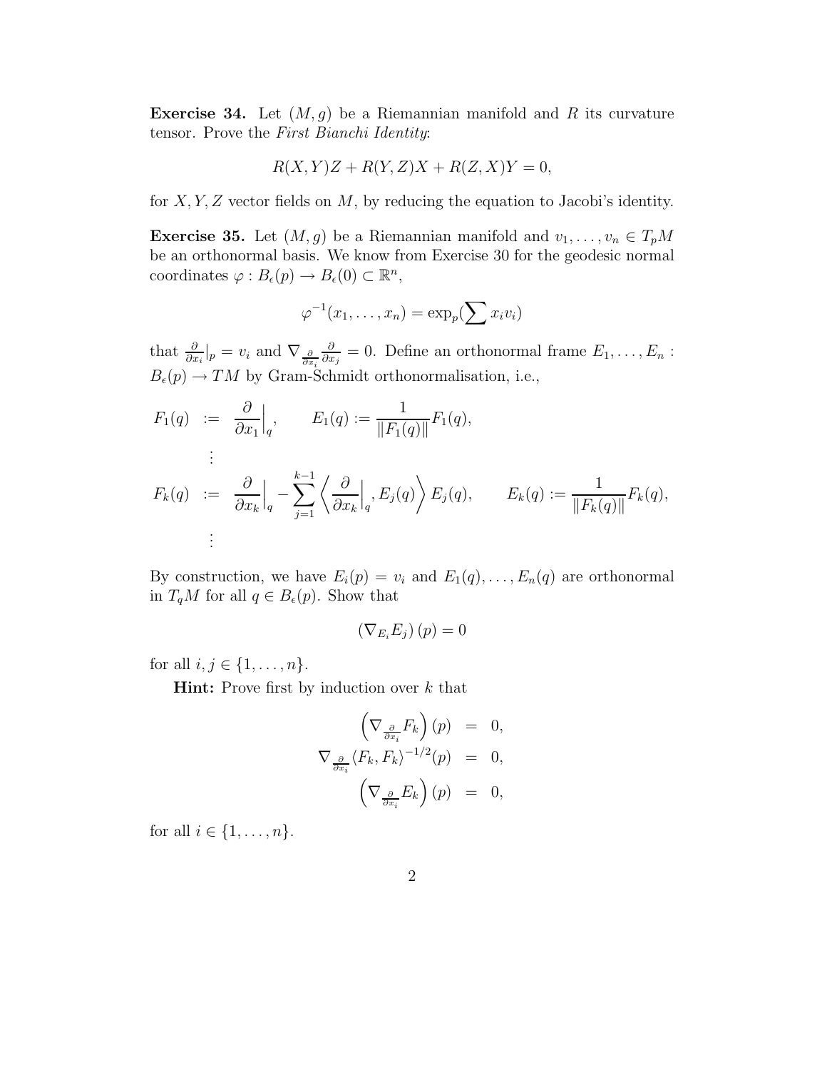**Exercise 34.** Let $(M, g)$ be a Riemannian manifold and $R$ its curvature tensor. Prove the *First Bianchi Identity*:

$$R(X,Y)Z + R(Y,Z)X + R(Z,X)Y = 0,$$

for $X, Y, Z$ vector fields on $M$, by reducing the equation to Jacobi's identity.

**Exercise 35.** Let $(M, g)$ be a Riemannian manifold and $v_1, \ldots, v_n \in T_pM$ be an orthonormal basis. We know from Exercise 30 for the geodesic normal coordinates $\varphi : B_\epsilon(p) \to B_\epsilon(0) \subset \mathbb{R}^n$,

$$\varphi^{-1}(x_1, \ldots, x_n) = \exp_p(\sum x_i v_i)$$

that $\frac{\partial}{\partial x_i}|_p = v_i$ and $\nabla_{\frac{\partial}{\partial x_i}} \frac{\partial}{\partial x_j} = 0$. Define an orthonormal frame $E_1, \ldots, E_n : B_\epsilon(p) \to TM$ by Gram-Schmidt orthonormalisation, i.e.,

$$
\begin{aligned}
F_1(q) &:= \frac{\partial}{\partial x_1}\Big|_q, \qquad E_1(q) := \frac{1}{\|F_1(q)\|} F_1(q), \\
&\vdots \\
F_k(q) &:= \frac{\partial}{\partial x_k}\Big|_q - \sum_{j=1}^{k-1} \left\langle \frac{\partial}{\partial x_k}\Big|_q, E_j(q) \right\rangle E_j(q), \qquad E_k(q) := \frac{1}{\|F_k(q)\|} F_k(q), \\
&\vdots
\end{aligned}
$$

By construction, we have $E_i(p) = v_i$ and $E_1(q), \ldots, E_n(q)$ are orthonormal in $T_qM$ for all $q \in B_\epsilon(p)$. Show that

$$\left(\nabla_{E_i} E_j\right)(p) = 0$$

for all $i, j \in \{1, \ldots, n\}$.

**Hint:** Prove first by induction over $k$ that

$$
\begin{aligned}
\left(\nabla_{\frac{\partial}{\partial x_i}} F_k\right)(p) &= 0, \\
\nabla_{\frac{\partial}{\partial x_i}} \langle F_k, F_k \rangle^{-1/2}(p) &= 0, \\
\left(\nabla_{\frac{\partial}{\partial x_i}} E_k\right)(p) &= 0,
\end{aligned}
$$

for all $i \in \{1, \ldots, n\}$.